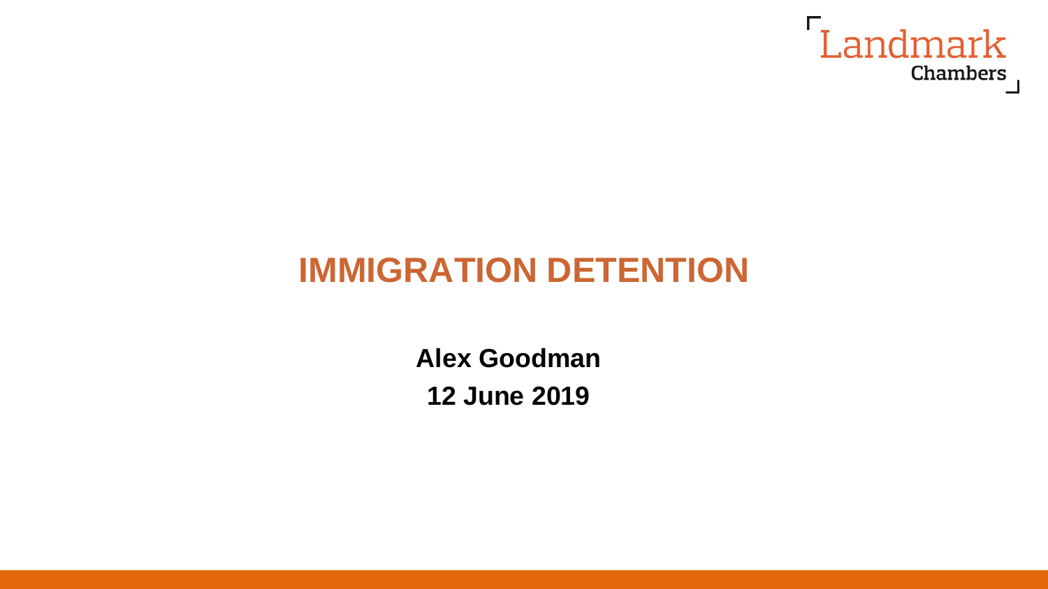Landmark Chambers

# IMMIGRATION DETENTION

**Alex Goodman**

**12 June 2019**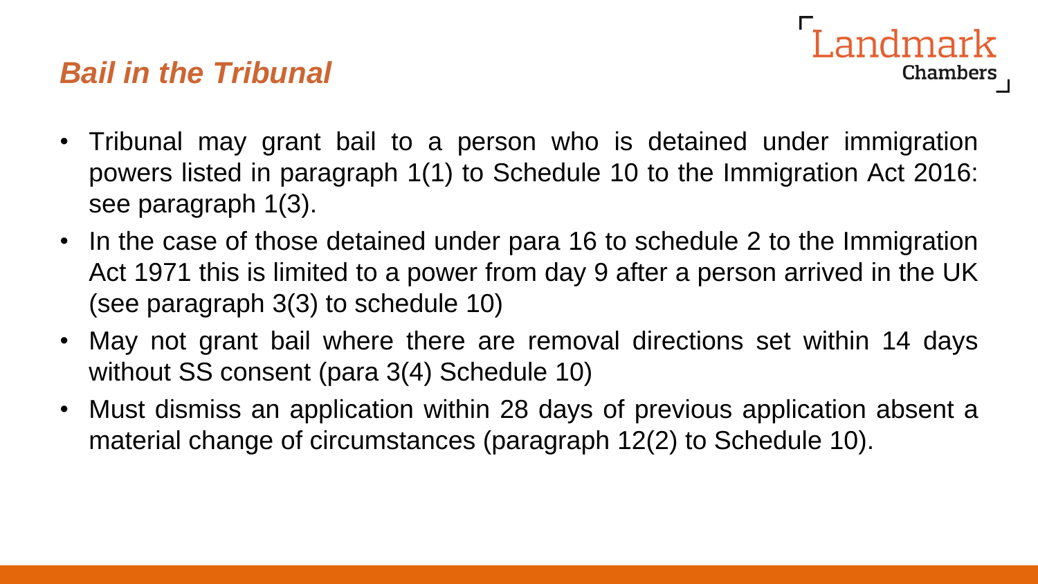## *Bail in the Tribunal*

- Tribunal may grant bail to a person who is detained under immigration powers listed in paragraph 1(1) to Schedule 10 to the Immigration Act 2016: see paragraph 1(3).
- In the case of those detained under para 16 to schedule 2 to the Immigration Act 1971 this is limited to a power from day 9 after a person arrived in the UK (see paragraph 3(3) to schedule 10)
- May not grant bail where there are removal directions set within 14 days without SS consent (para 3(4) Schedule 10)
- Must dismiss an application within 28 days of previous application absent a material change of circumstances (paragraph 12(2) to Schedule 10).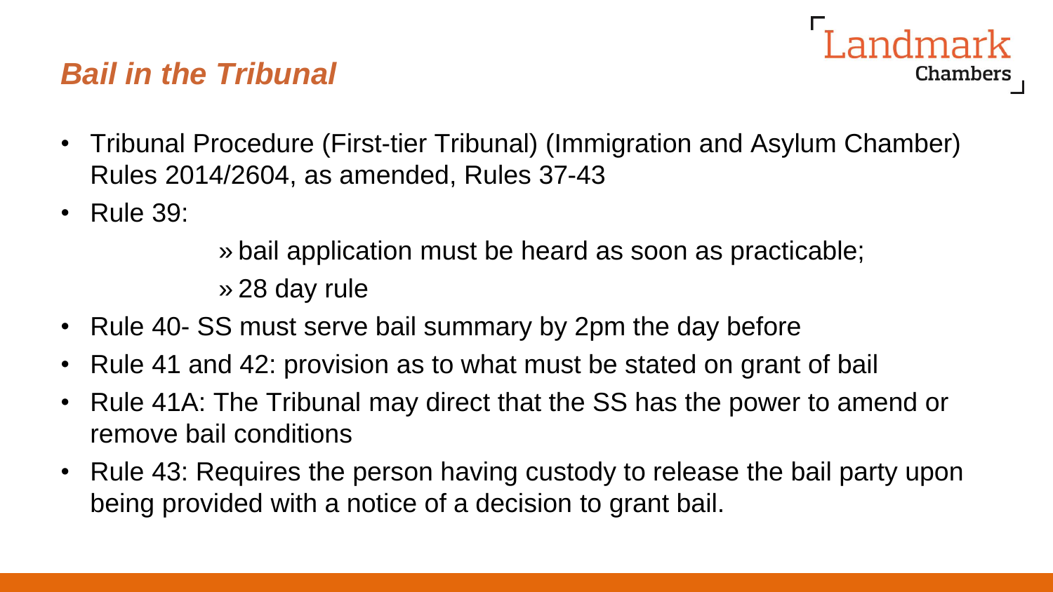## *Bail in the Tribunal*

- Tribunal Procedure (First-tier Tribunal) (Immigration and Asylum Chamber) Rules 2014/2604, as amended, Rules 37-43
- Rule 39:
  - » bail application must be heard as soon as practicable;
  - » 28 day rule
- Rule 40- SS must serve bail summary by 2pm the day before
- Rule 41 and 42: provision as to what must be stated on grant of bail
- Rule 41A: The Tribunal may direct that the SS has the power to amend or remove bail conditions
- Rule 43: Requires the person having custody to release the bail party upon being provided with a notice of a decision to grant bail.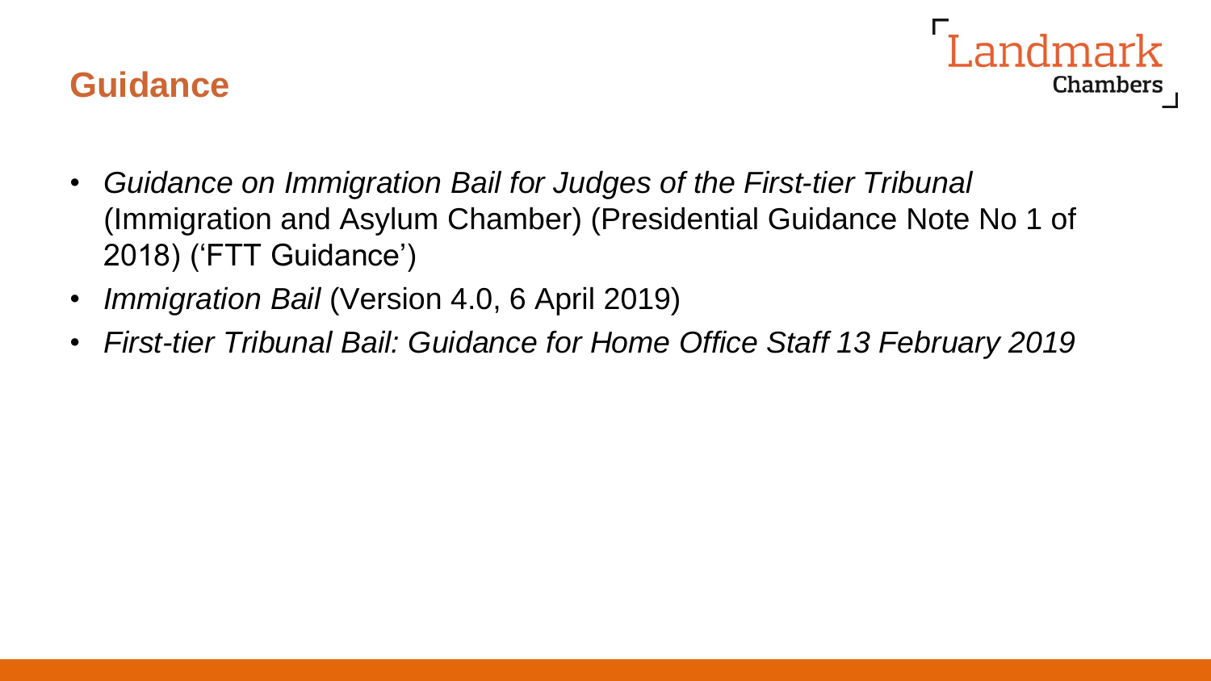## Guidance

- *Guidance on Immigration Bail for Judges of the First-tier Tribunal* (Immigration and Asylum Chamber) (Presidential Guidance Note No 1 of 2018) ('FTT Guidance')
- *Immigration Bail* (Version 4.0, 6 April 2019)
- *First-tier Tribunal Bail: Guidance for Home Office Staff 13 February 2019*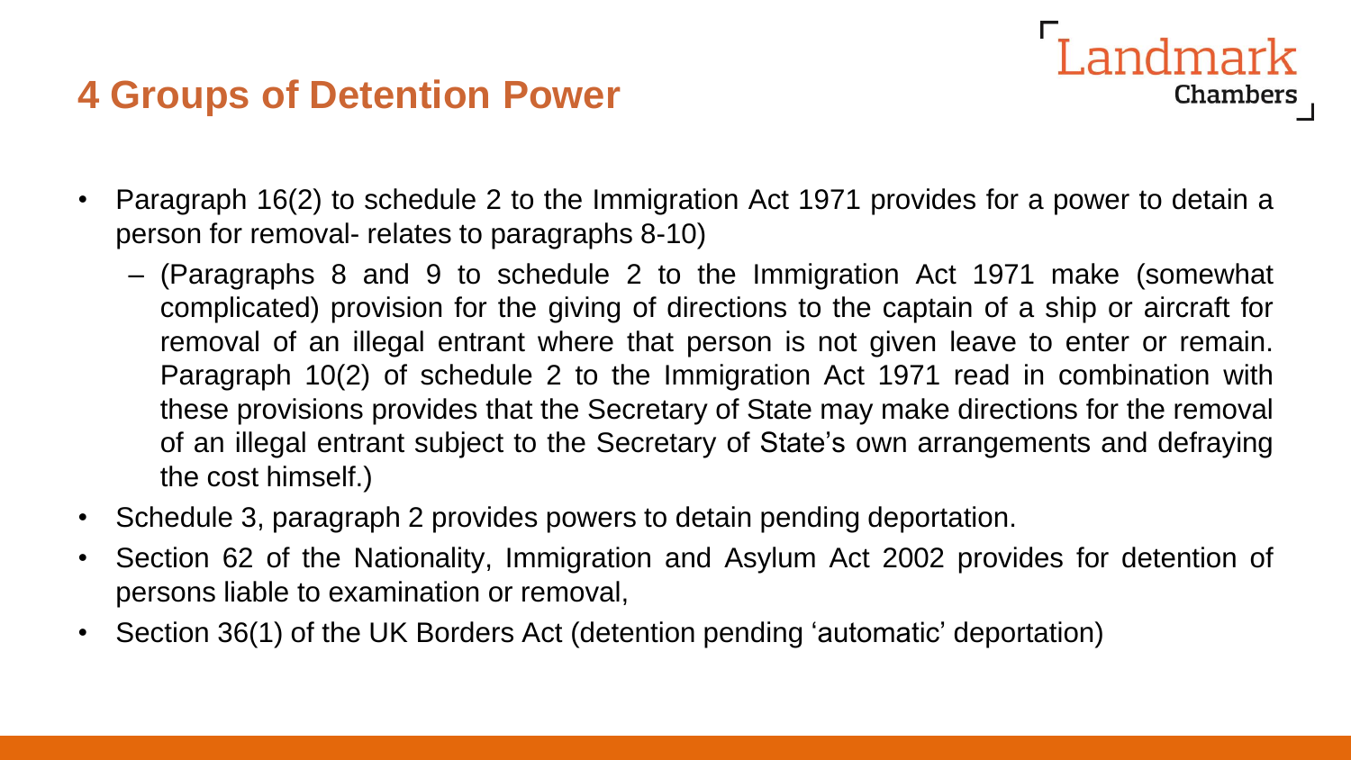## 4 Groups of Detention Power

- Paragraph 16(2) to schedule 2 to the Immigration Act 1971 provides for a power to detain a person for removal- relates to paragraphs 8-10)
  - (Paragraphs 8 and 9 to schedule 2 to the Immigration Act 1971 make (somewhat complicated) provision for the giving of directions to the captain of a ship or aircraft for removal of an illegal entrant where that person is not given leave to enter or remain. Paragraph 10(2) of schedule 2 to the Immigration Act 1971 read in combination with these provisions provides that the Secretary of State may make directions for the removal of an illegal entrant subject to the Secretary of State's own arrangements and defraying the cost himself.)
- Schedule 3, paragraph 2 provides powers to detain pending deportation.
- Section 62 of the Nationality, Immigration and Asylum Act 2002 provides for detention of persons liable to examination or removal,
- Section 36(1) of the UK Borders Act (detention pending 'automatic' deportation)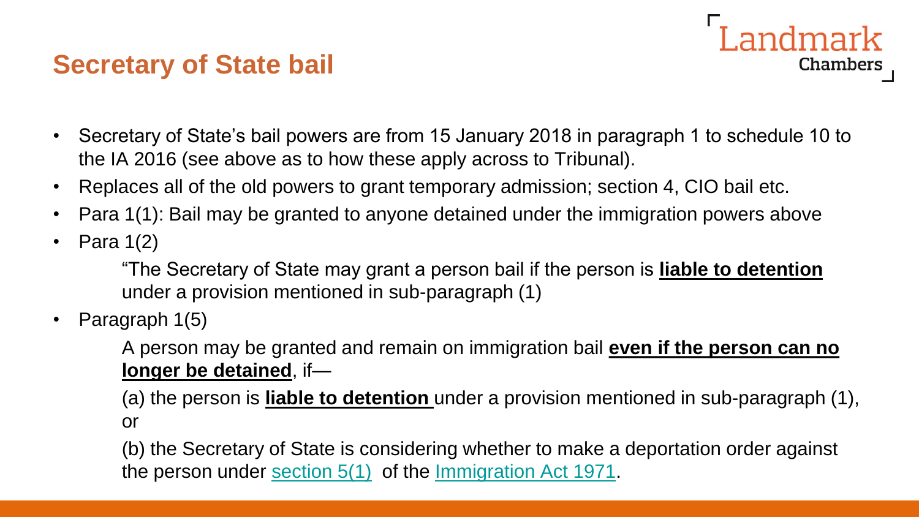# Secretary of State bail

- Secretary of State's bail powers are from 15 January 2018 in paragraph 1 to schedule 10 to the IA 2016 (see above as to how these apply across to Tribunal).
- Replaces all of the old powers to grant temporary admission; section 4, CIO bail etc.
- Para 1(1): Bail may be granted to anyone detained under the immigration powers above
- Para 1(2)

  "The Secretary of State may grant a person bail if the person is **liable to detention** under a provision mentioned in sub-paragraph (1)

- Paragraph 1(5)

  A person may be granted and remain on immigration bail **even if the person can no longer be detained**, if—

  (a) the person is **liable to detention** under a provision mentioned in sub-paragraph (1), or

  (b) the Secretary of State is considering whether to make a deportation order against the person under section 5(1) of the Immigration Act 1971.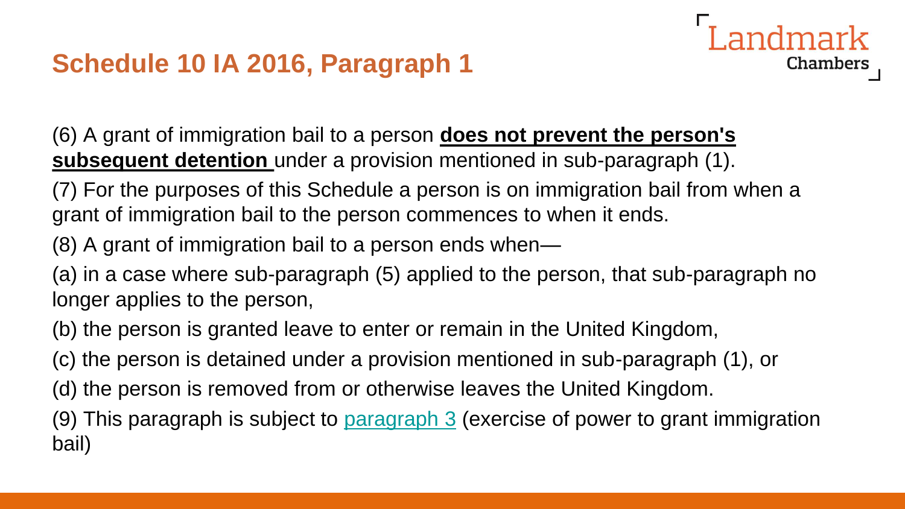## Schedule 10 IA 2016, Paragraph 1

(6) A grant of immigration bail to a person **does not prevent the person's subsequent detention** under a provision mentioned in sub-paragraph (1).

(7) For the purposes of this Schedule a person is on immigration bail from when a grant of immigration bail to the person commences to when it ends.

(8) A grant of immigration bail to a person ends when—

(a) in a case where sub-paragraph (5) applied to the person, that sub-paragraph no longer applies to the person,

(b) the person is granted leave to enter or remain in the United Kingdom,

(c) the person is detained under a provision mentioned in sub-paragraph (1), or

(d) the person is removed from or otherwise leaves the United Kingdom.

(9) This paragraph is subject to paragraph 3 (exercise of power to grant immigration bail)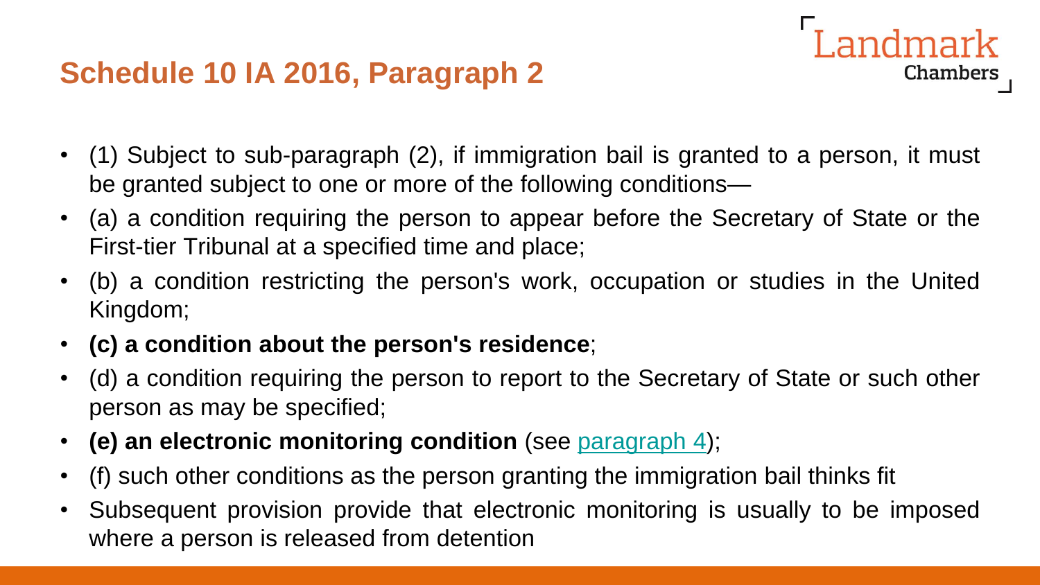## Schedule 10 IA 2016, Paragraph 2

- (1) Subject to sub-paragraph (2), if immigration bail is granted to a person, it must be granted subject to one or more of the following conditions—
- (a) a condition requiring the person to appear before the Secretary of State or the First-tier Tribunal at a specified time and place;
- (b) a condition restricting the person's work, occupation or studies in the United Kingdom;
- **(c) a condition about the person's residence**;
- (d) a condition requiring the person to report to the Secretary of State or such other person as may be specified;
- **(e) an electronic monitoring condition** (see paragraph 4);
- (f) such other conditions as the person granting the immigration bail thinks fit
- Subsequent provision provide that electronic monitoring is usually to be imposed where a person is released from detention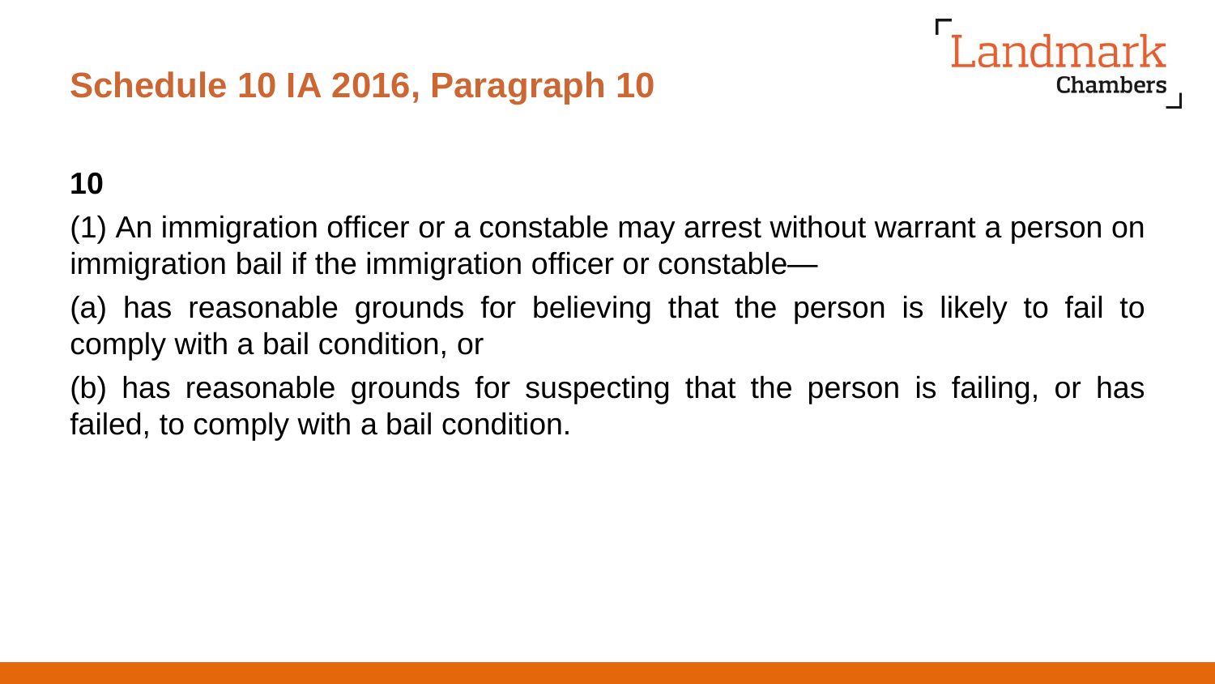## Schedule 10 IA 2016, Paragraph 10

**10**

(1) An immigration officer or a constable may arrest without warrant a person on immigration bail if the immigration officer or constable—

(a) has reasonable grounds for believing that the person is likely to fail to comply with a bail condition, or

(b) has reasonable grounds for suspecting that the person is failing, or has failed, to comply with a bail condition.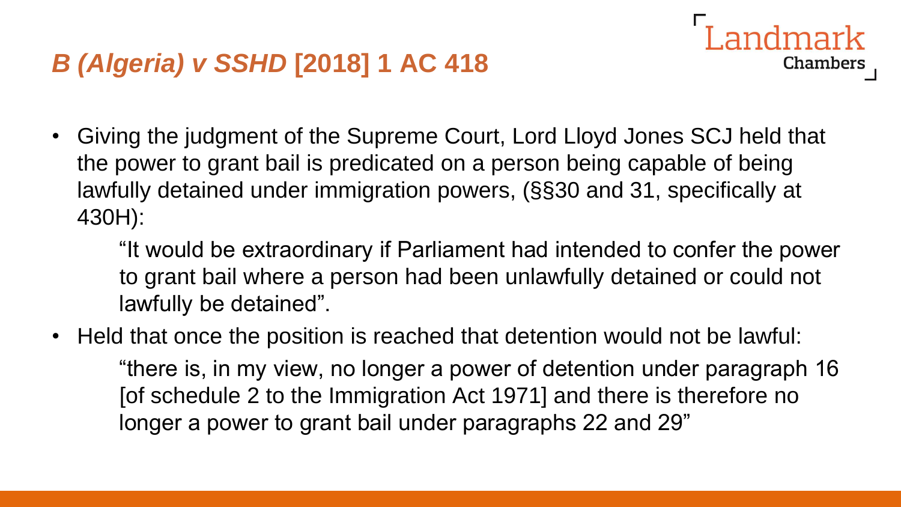## *B (Algeria) v SSHD* [2018] 1 AC 418

- Giving the judgment of the Supreme Court, Lord Lloyd Jones SCJ held that the power to grant bail is predicated on a person being capable of being lawfully detained under immigration powers, (§§30 and 31, specifically at 430H):

  > "It would be extraordinary if Parliament had intended to confer the power to grant bail where a person had been unlawfully detained or could not lawfully be detained".

- Held that once the position is reached that detention would not be lawful:

  > "there is, in my view, no longer a power of detention under paragraph 16 [of schedule 2 to the Immigration Act 1971] and there is therefore no longer a power to grant bail under paragraphs 22 and 29"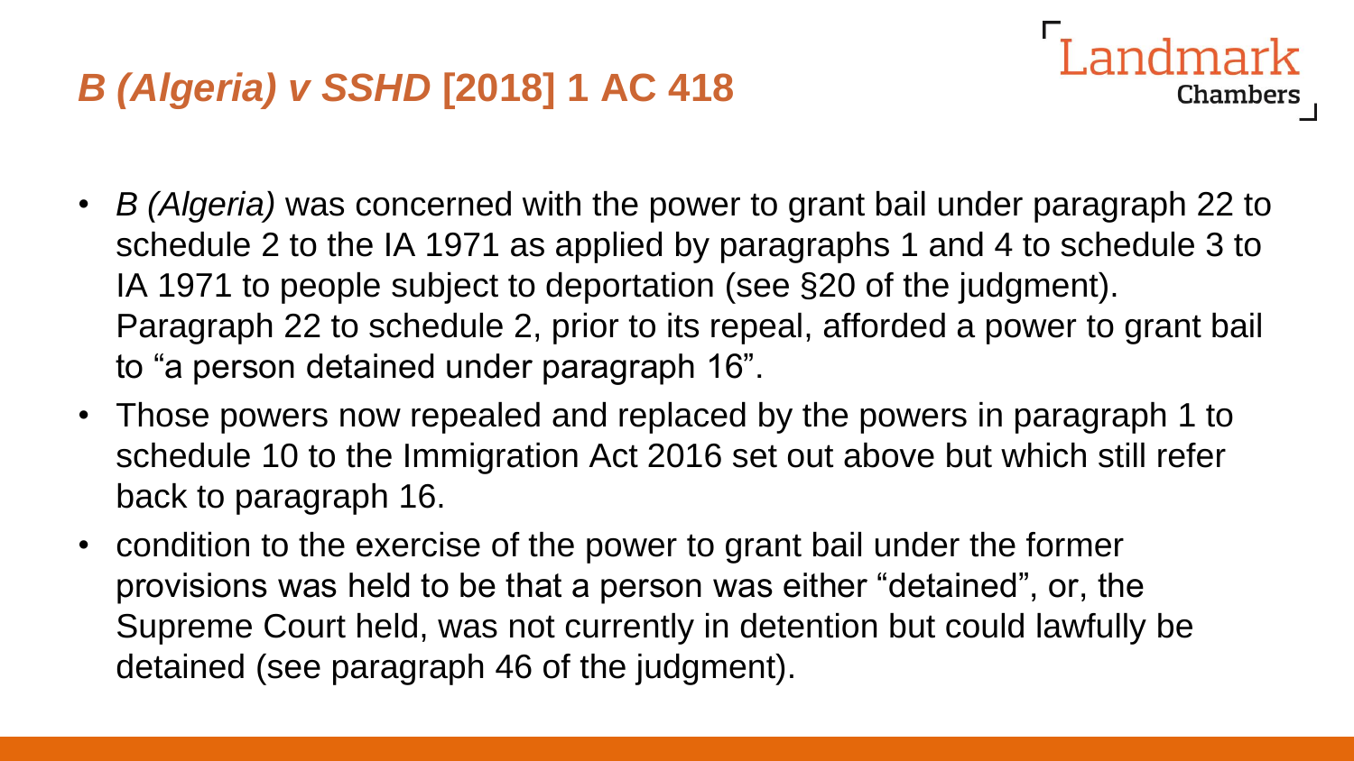## *B (Algeria) v SSHD* [2018] 1 AC 418

- *B (Algeria)* was concerned with the power to grant bail under paragraph 22 to schedule 2 to the IA 1971 as applied by paragraphs 1 and 4 to schedule 3 to IA 1971 to people subject to deportation (see §20 of the judgment). Paragraph 22 to schedule 2, prior to its repeal, afforded a power to grant bail to "a person detained under paragraph 16".
- Those powers now repealed and replaced by the powers in paragraph 1 to schedule 10 to the Immigration Act 2016 set out above but which still refer back to paragraph 16.
- condition to the exercise of the power to grant bail under the former provisions was held to be that a person was either "detained", or, the Supreme Court held, was not currently in detention but could lawfully be detained (see paragraph 46 of the judgment).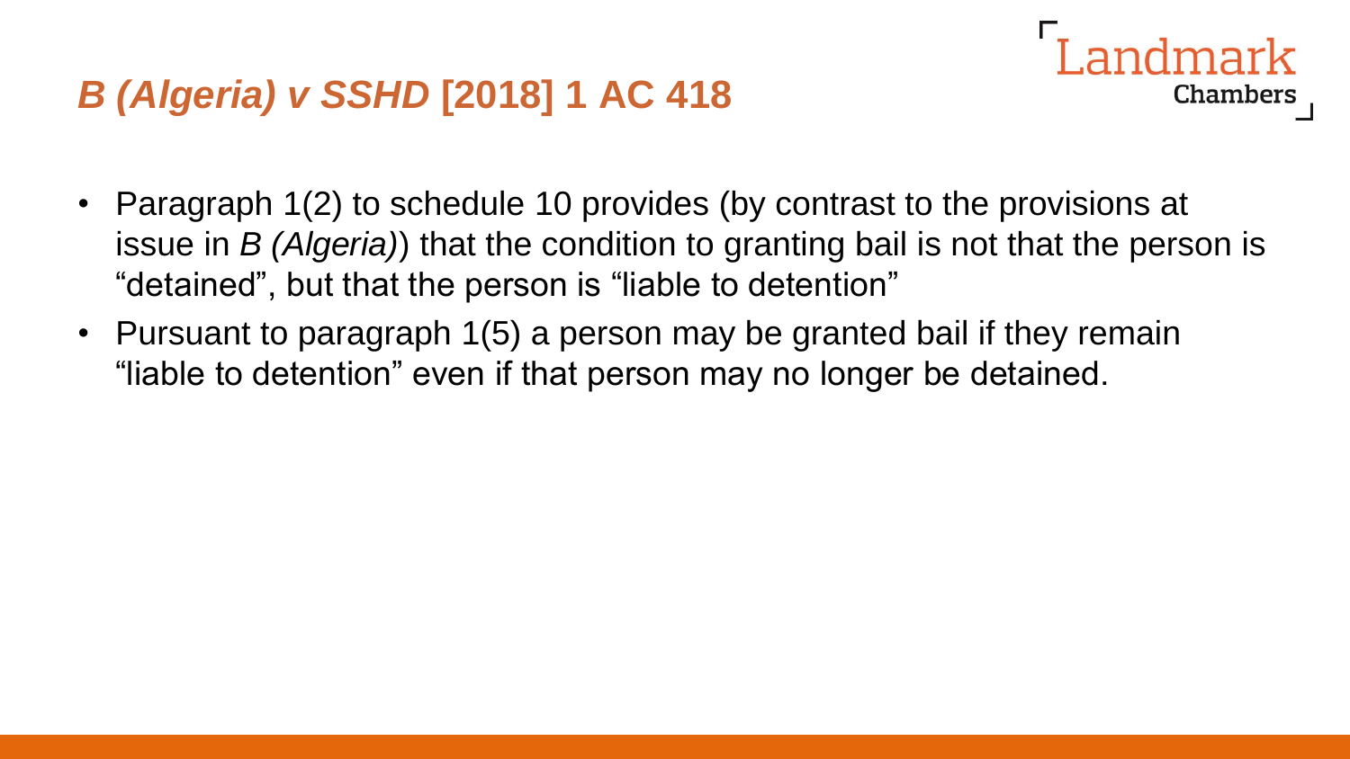## *B (Algeria) v SSHD* [2018] 1 AC 418

- Paragraph 1(2) to schedule 10 provides (by contrast to the provisions at issue in *B (Algeria)*) that the condition to granting bail is not that the person is "detained", but that the person is "liable to detention"
- Pursuant to paragraph 1(5) a person may be granted bail if they remain "liable to detention" even if that person may no longer be detained.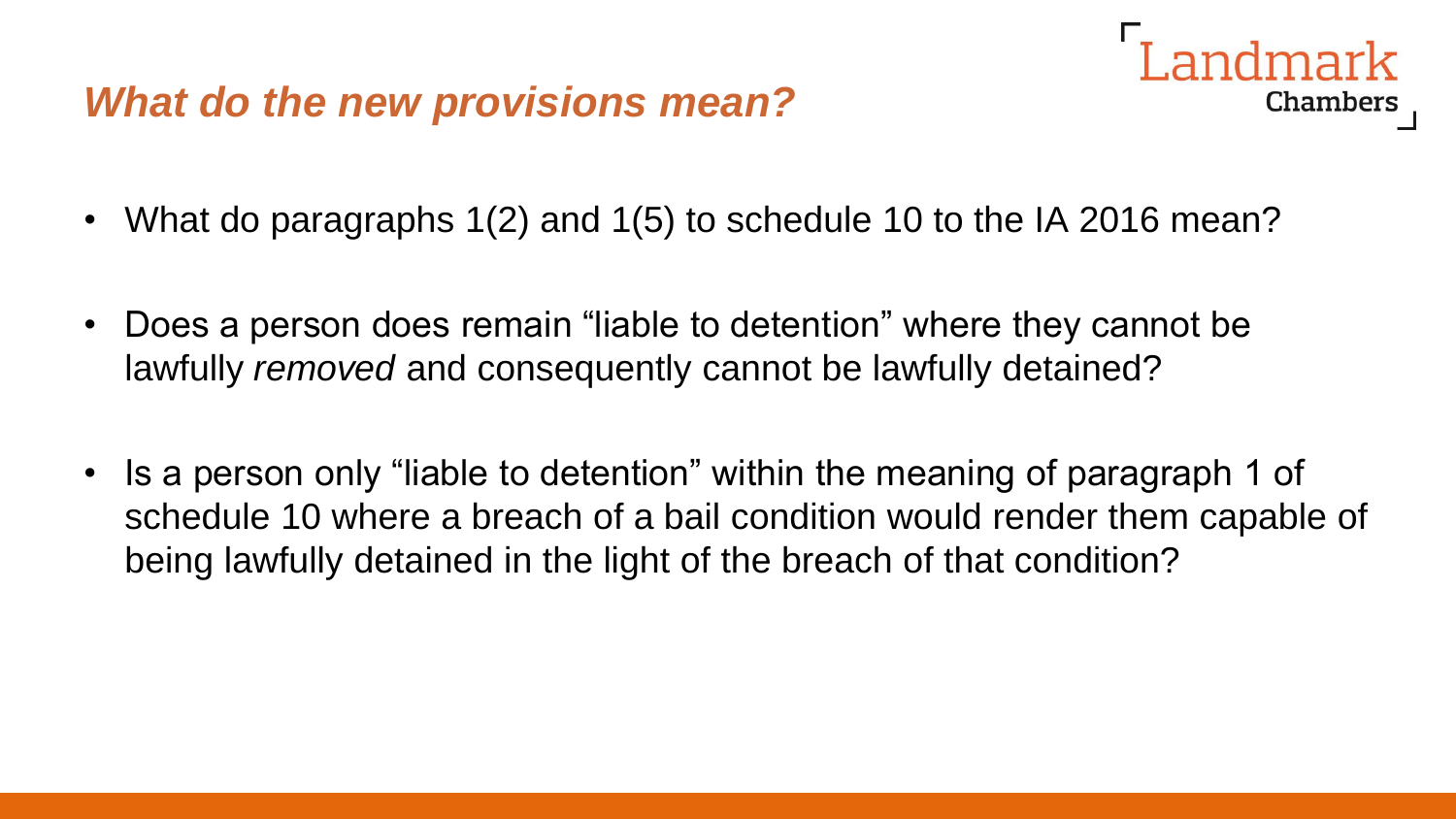## *What do the new provisions mean?*

- What do paragraphs 1(2) and 1(5) to schedule 10 to the IA 2016 mean?
- Does a person does remain "liable to detention" where they cannot be lawfully *removed* and consequently cannot be lawfully detained?
- Is a person only "liable to detention" within the meaning of paragraph 1 of schedule 10 where a breach of a bail condition would render them capable of being lawfully detained in the light of the breach of that condition?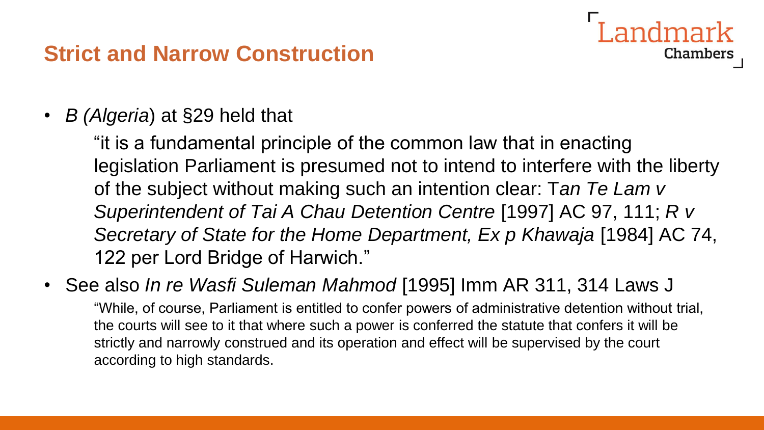## Strict and Narrow Construction

- *B (Algeria*) at §29 held that

  "it is a fundamental principle of the common law that in enacting legislation Parliament is presumed not to intend to interfere with the liberty of the subject without making such an intention clear: T*an Te Lam v Superintendent of Tai A Chau Detention Centre* [1997] AC 97, 111; *R v Secretary of State for the Home Department, Ex p Khawaja* [1984] AC 74, 122 per Lord Bridge of Harwich."

- See also *In re Wasfi Suleman Mahmod* [1995] Imm AR 311, 314 Laws J

  "While, of course, Parliament is entitled to confer powers of administrative detention without trial, the courts will see to it that where such a power is conferred the statute that confers it will be strictly and narrowly construed and its operation and effect will be supervised by the court according to high standards.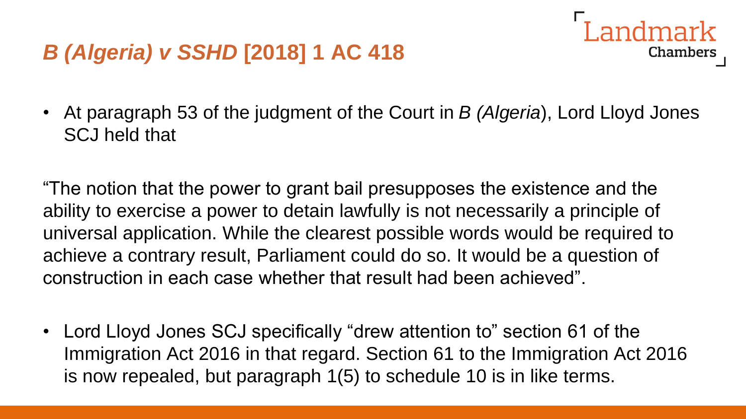## *B (Algeria) v SSHD* [2018] 1 AC 418

- At paragraph 53 of the judgment of the Court in *B (Algeria*), Lord Lloyd Jones SCJ held that

"The notion that the power to grant bail presupposes the existence and the ability to exercise a power to detain lawfully is not necessarily a principle of universal application. While the clearest possible words would be required to achieve a contrary result, Parliament could do so. It would be a question of construction in each case whether that result had been achieved".

- Lord Lloyd Jones SCJ specifically "drew attention to" section 61 of the Immigration Act 2016 in that regard. Section 61 to the Immigration Act 2016 is now repealed, but paragraph 1(5) to schedule 10 is in like terms.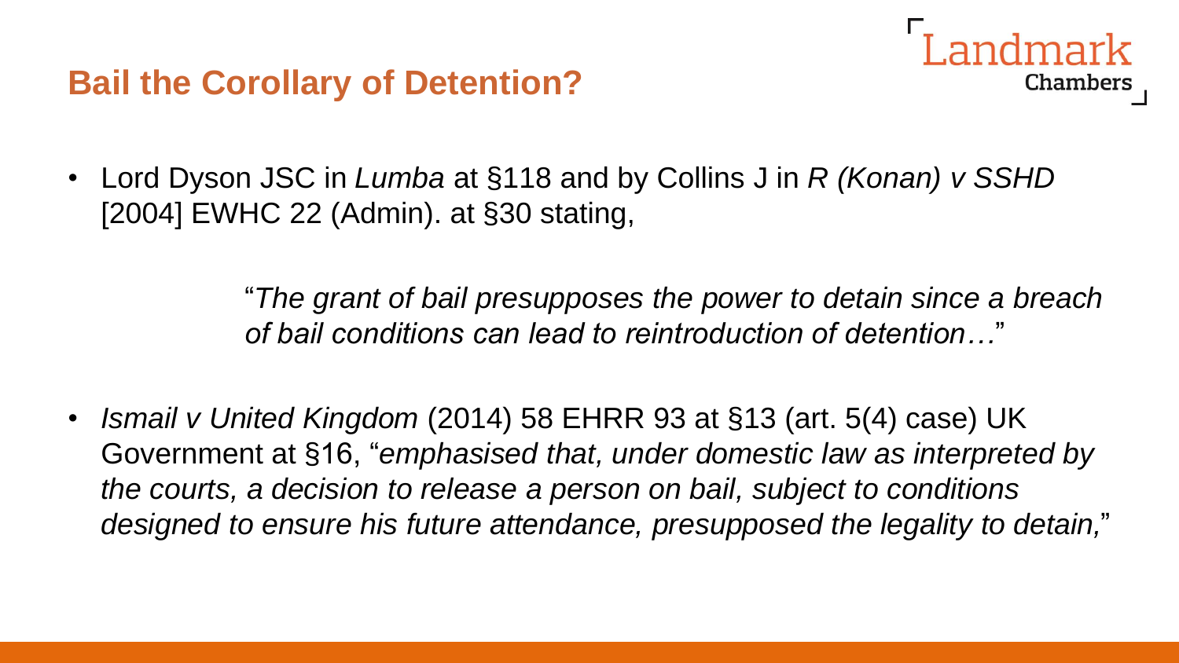# Bail the Corollary of Detention?

- Lord Dyson JSC in *Lumba* at §118 and by Collins J in *R (Konan) v SSHD* [2004] EWHC 22 (Admin). at §30 stating,

  > "*The grant of bail presupposes the power to detain since a breach of bail conditions can lead to reintroduction of detention…*"

- *Ismail v United Kingdom* (2014) 58 EHRR 93 at §13 (art. 5(4) case) UK Government at §16, "*emphasised that, under domestic law as interpreted by the courts, a decision to release a person on bail, subject to conditions designed to ensure his future attendance, presupposed the legality to detain,*"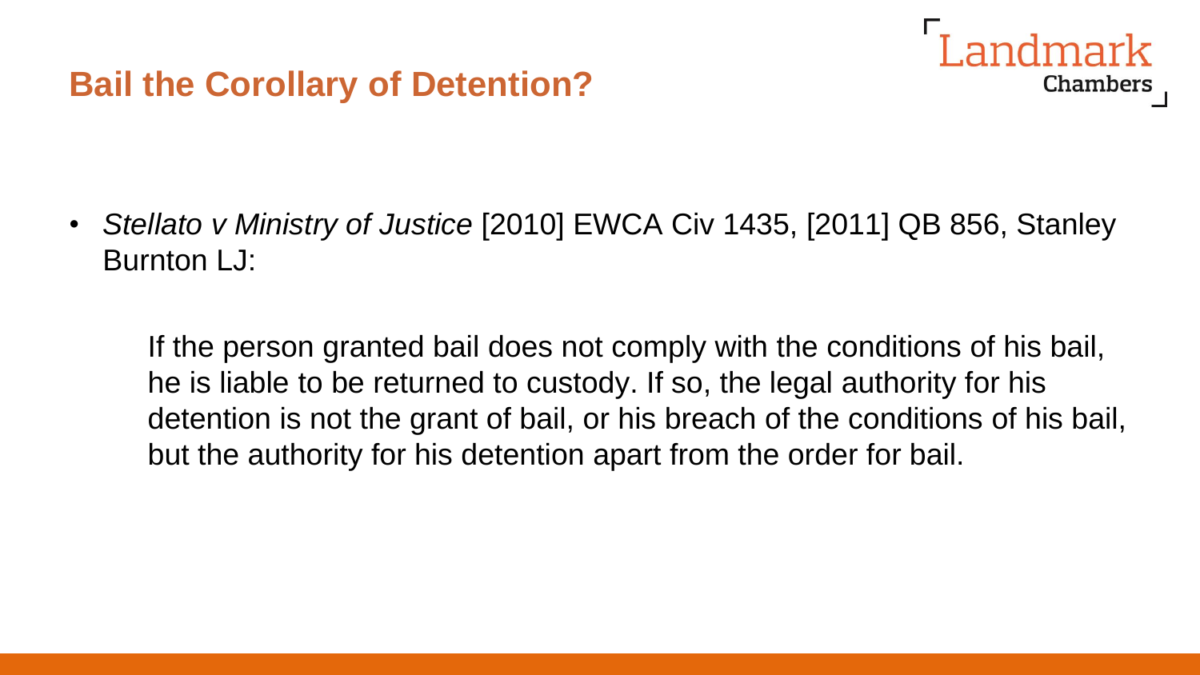## Bail the Corollary of Detention?

- *Stellato v Ministry of Justice* [2010] EWCA Civ 1435, [2011] QB 856, Stanley Burnton LJ:

> If the person granted bail does not comply with the conditions of his bail, he is liable to be returned to custody. If so, the legal authority for his detention is not the grant of bail, or his breach of the conditions of his bail, but the authority for his detention apart from the order for bail.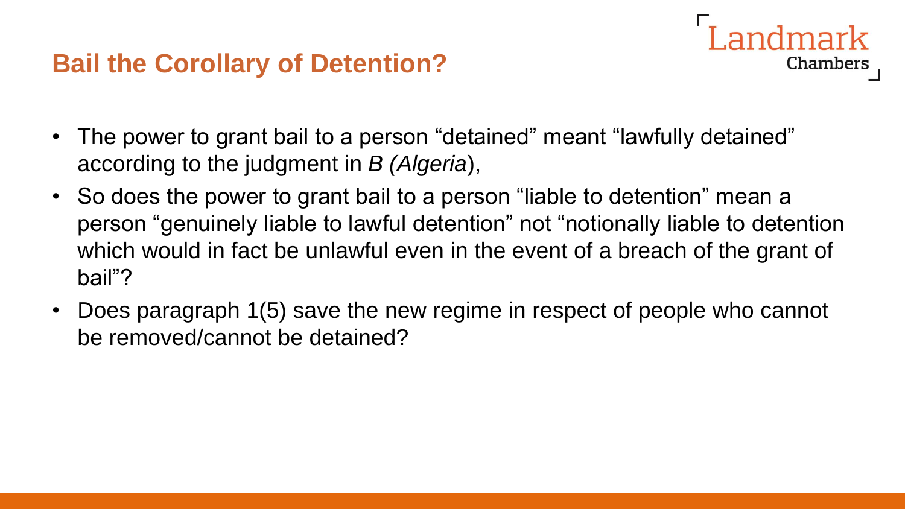## Bail the Corollary of Detention?

- The power to grant bail to a person “detained” meant “lawfully detained” according to the judgment in *B (Algeria*),
- So does the power to grant bail to a person “liable to detention” mean a person “genuinely liable to lawful detention” not “notionally liable to detention which would in fact be unlawful even in the event of a breach of the grant of bail”?
- Does paragraph 1(5) save the new regime in respect of people who cannot be removed/cannot be detained?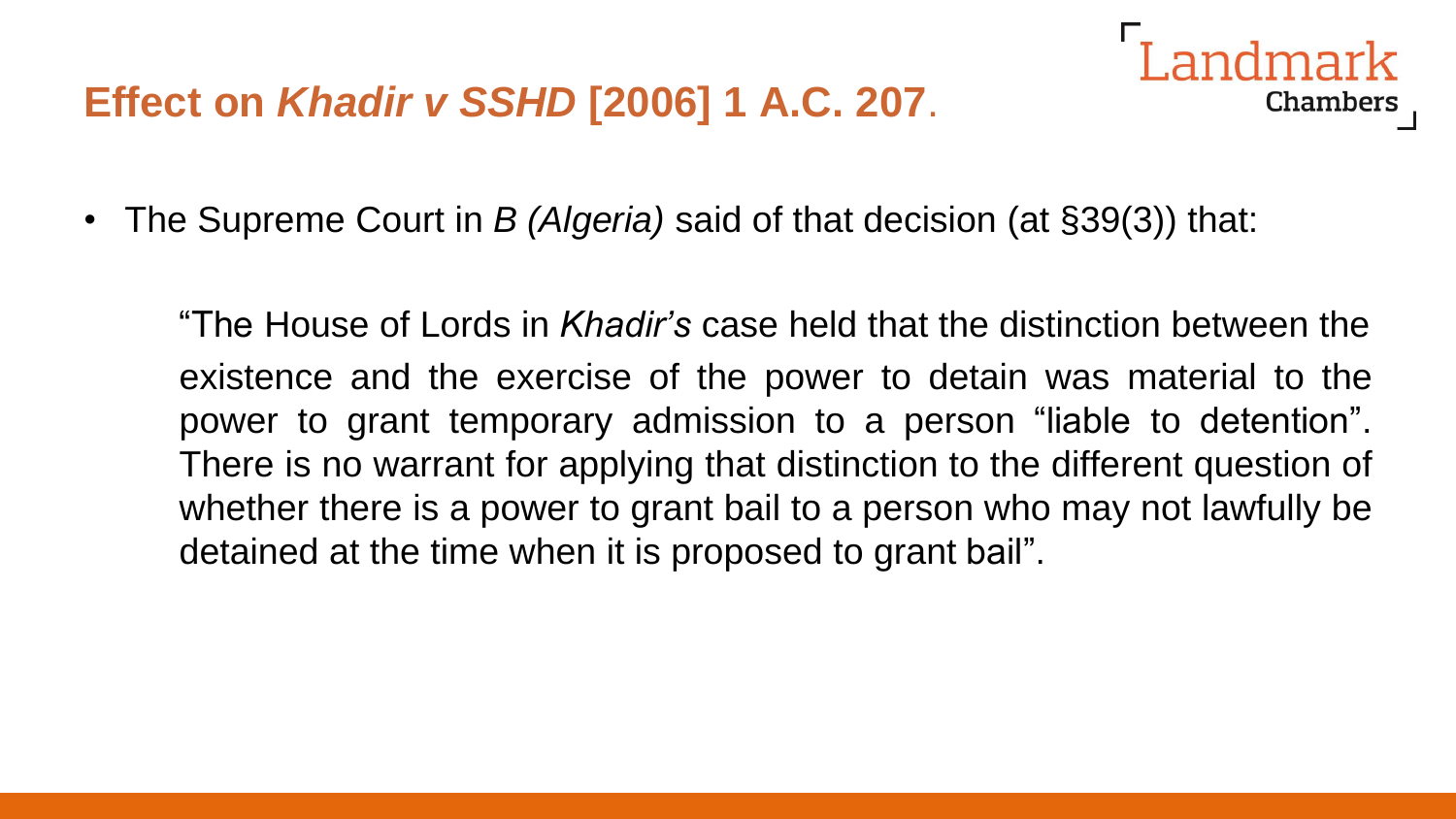# Effect on *Khadir v SSHD* [2006] 1 A.C. 207.

- The Supreme Court in *B (Algeria)* said of that decision (at §39(3)) that:

> "The House of Lords in *Khadir's* case held that the distinction between the existence and the exercise of the power to detain was material to the power to grant temporary admission to a person "liable to detention". There is no warrant for applying that distinction to the different question of whether there is a power to grant bail to a person who may not lawfully be detained at the time when it is proposed to grant bail".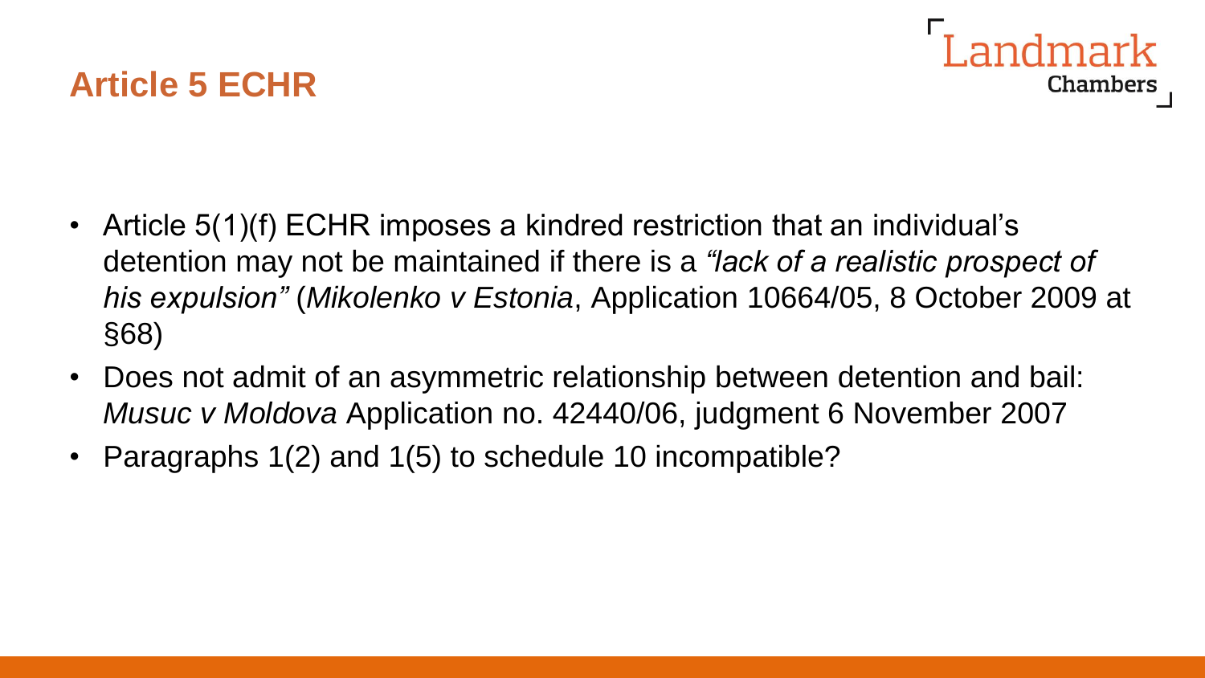## Article 5 ECHR

- Article 5(1)(f) ECHR imposes a kindred restriction that an individual's detention may not be maintained if there is a *"lack of a realistic prospect of his expulsion"* (*Mikolenko v Estonia*, Application 10664/05, 8 October 2009 at §68)
- Does not admit of an asymmetric relationship between detention and bail: *Musuc v Moldova* Application no. 42440/06, judgment 6 November 2007
- Paragraphs 1(2) and 1(5) to schedule 10 incompatible?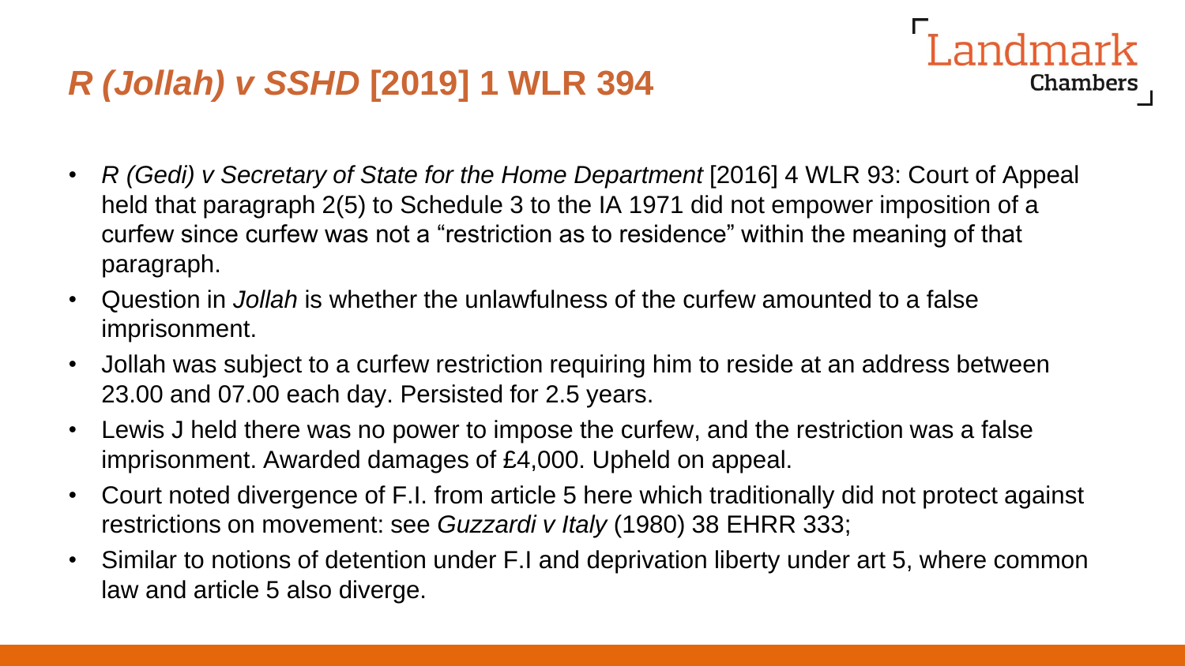## *R (Jollah) v SSHD* [2019] 1 WLR 394

- *R (Gedi) v Secretary of State for the Home Department* [2016] 4 WLR 93: Court of Appeal held that paragraph 2(5) to Schedule 3 to the IA 1971 did not empower imposition of a curfew since curfew was not a "restriction as to residence" within the meaning of that paragraph.
- Question in *Jollah* is whether the unlawfulness of the curfew amounted to a false imprisonment.
- Jollah was subject to a curfew restriction requiring him to reside at an address between 23.00 and 07.00 each day. Persisted for 2.5 years.
- Lewis J held there was no power to impose the curfew, and the restriction was a false imprisonment. Awarded damages of £4,000. Upheld on appeal.
- Court noted divergence of F.I. from article 5 here which traditionally did not protect against restrictions on movement: see *Guzzardi v Italy* (1980) 38 EHRR 333;
- Similar to notions of detention under F.I and deprivation liberty under art 5, where common law and article 5 also diverge.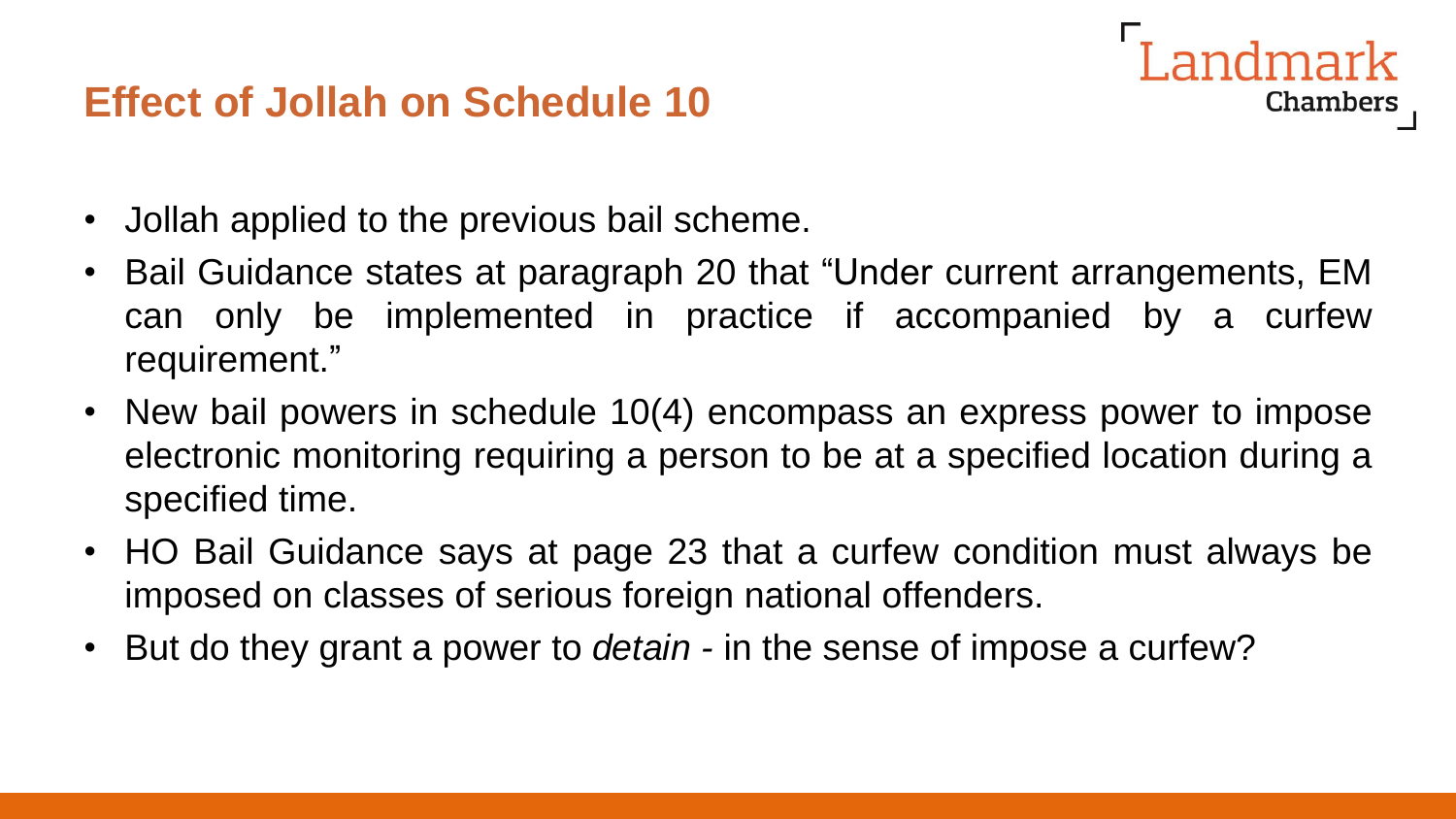## Effect of Jollah on Schedule 10

- Jollah applied to the previous bail scheme.
- Bail Guidance states at paragraph 20 that "Under current arrangements, EM can only be implemented in practice if accompanied by a curfew requirement."
- New bail powers in schedule 10(4) encompass an express power to impose electronic monitoring requiring a person to be at a specified location during a specified time.
- HO Bail Guidance says at page 23 that a curfew condition must always be imposed on classes of serious foreign national offenders.
- But do they grant a power to *detain* - in the sense of impose a curfew?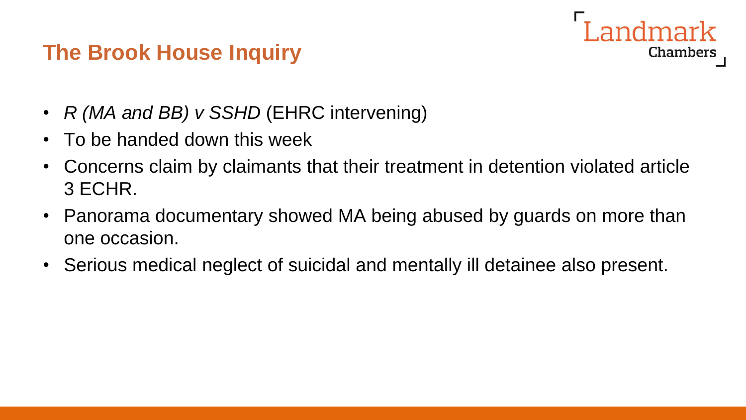## The Brook House Inquiry

- *R (MA and BB) v SSHD* (EHRC intervening)
- To be handed down this week
- Concerns claim by claimants that their treatment in detention violated article 3 ECHR.
- Panorama documentary showed MA being abused by guards on more than one occasion.
- Serious medical neglect of suicidal and mentally ill detainee also present.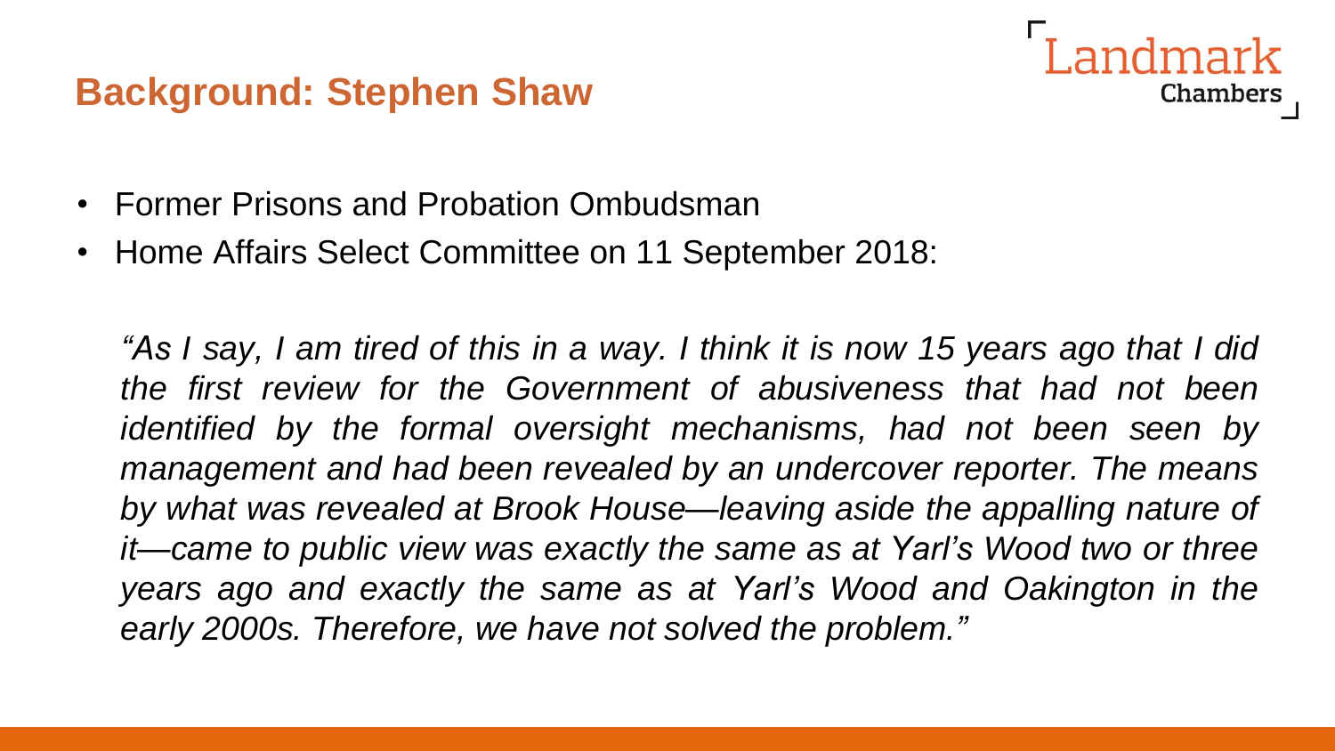## Background: Stephen Shaw

- Former Prisons and Probation Ombudsman
- Home Affairs Select Committee on 11 September 2018:

*"As I say, I am tired of this in a way. I think it is now 15 years ago that I did the first review for the Government of abusiveness that had not been identified by the formal oversight mechanisms, had not been seen by management and had been revealed by an undercover reporter. The means by what was revealed at Brook House—leaving aside the appalling nature of it—came to public view was exactly the same as at Yarl's Wood two or three years ago and exactly the same as at Yarl's Wood and Oakington in the early 2000s. Therefore, we have not solved the problem."*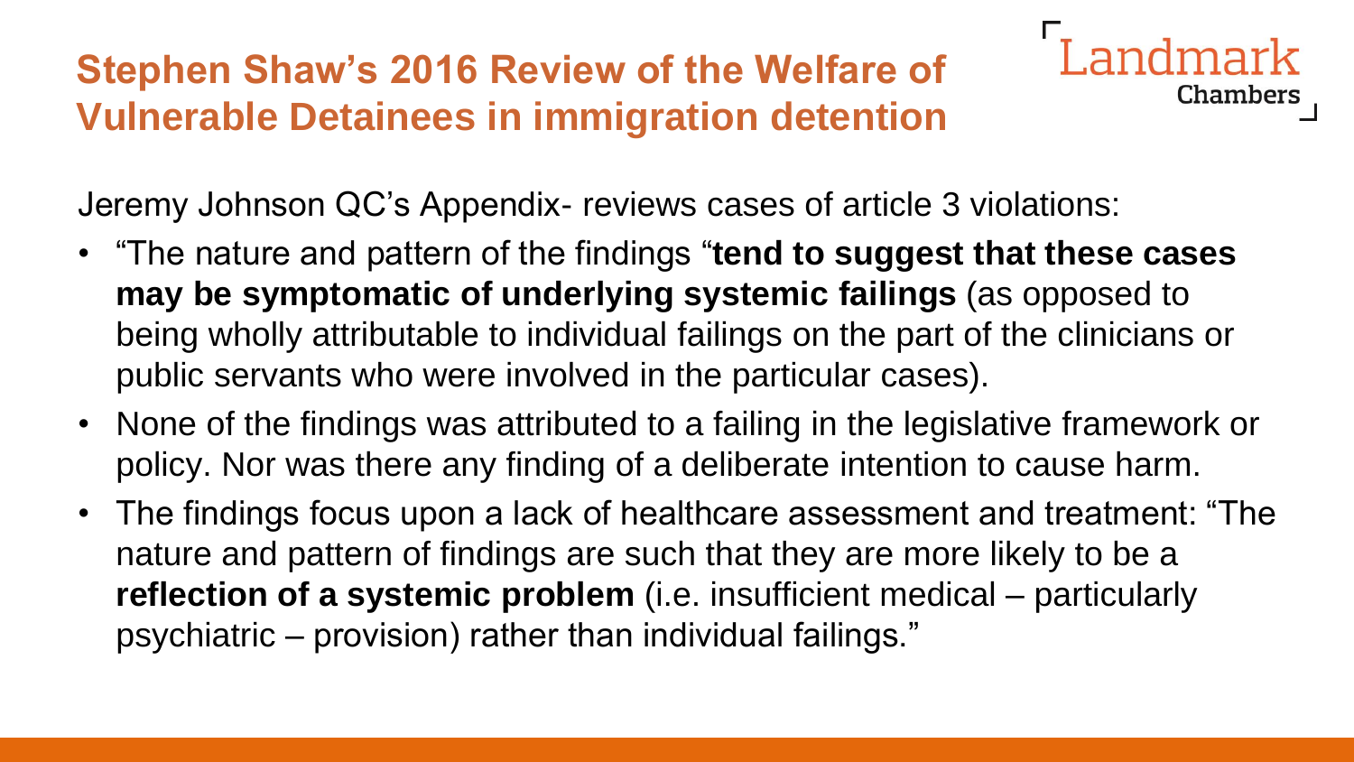## Stephen Shaw's 2016 Review of the Welfare of Vulnerable Detainees in immigration detention

Jeremy Johnson QC's Appendix- reviews cases of article 3 violations:

- "The nature and pattern of the findings "**tend to suggest that these cases may be symptomatic of underlying systemic failings** (as opposed to being wholly attributable to individual failings on the part of the clinicians or public servants who were involved in the particular cases).
- None of the findings was attributed to a failing in the legislative framework or policy. Nor was there any finding of a deliberate intention to cause harm.
- The findings focus upon a lack of healthcare assessment and treatment: "The nature and pattern of findings are such that they are more likely to be a **reflection of a systemic problem** (i.e. insufficient medical – particularly psychiatric – provision) rather than individual failings."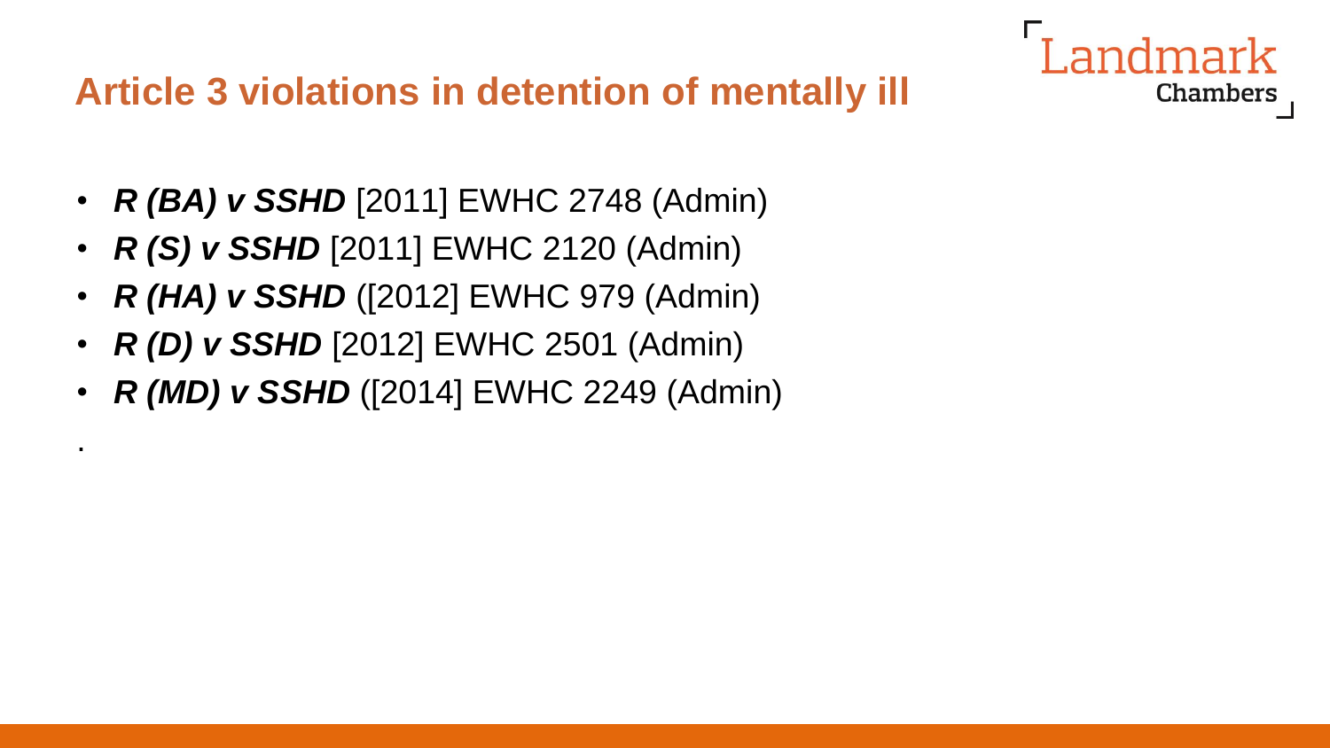## Article 3 violations in detention of mentally ill

- ***R (BA) v SSHD*** [2011] EWHC 2748 (Admin)
- ***R (S) v SSHD*** [2011] EWHC 2120 (Admin)
- ***R (HA) v SSHD*** ([2012] EWHC 979 (Admin)
- ***R (D) v SSHD*** [2012] EWHC 2501 (Admin)
- ***R (MD) v SSHD*** ([2014] EWHC 2249 (Admin)

.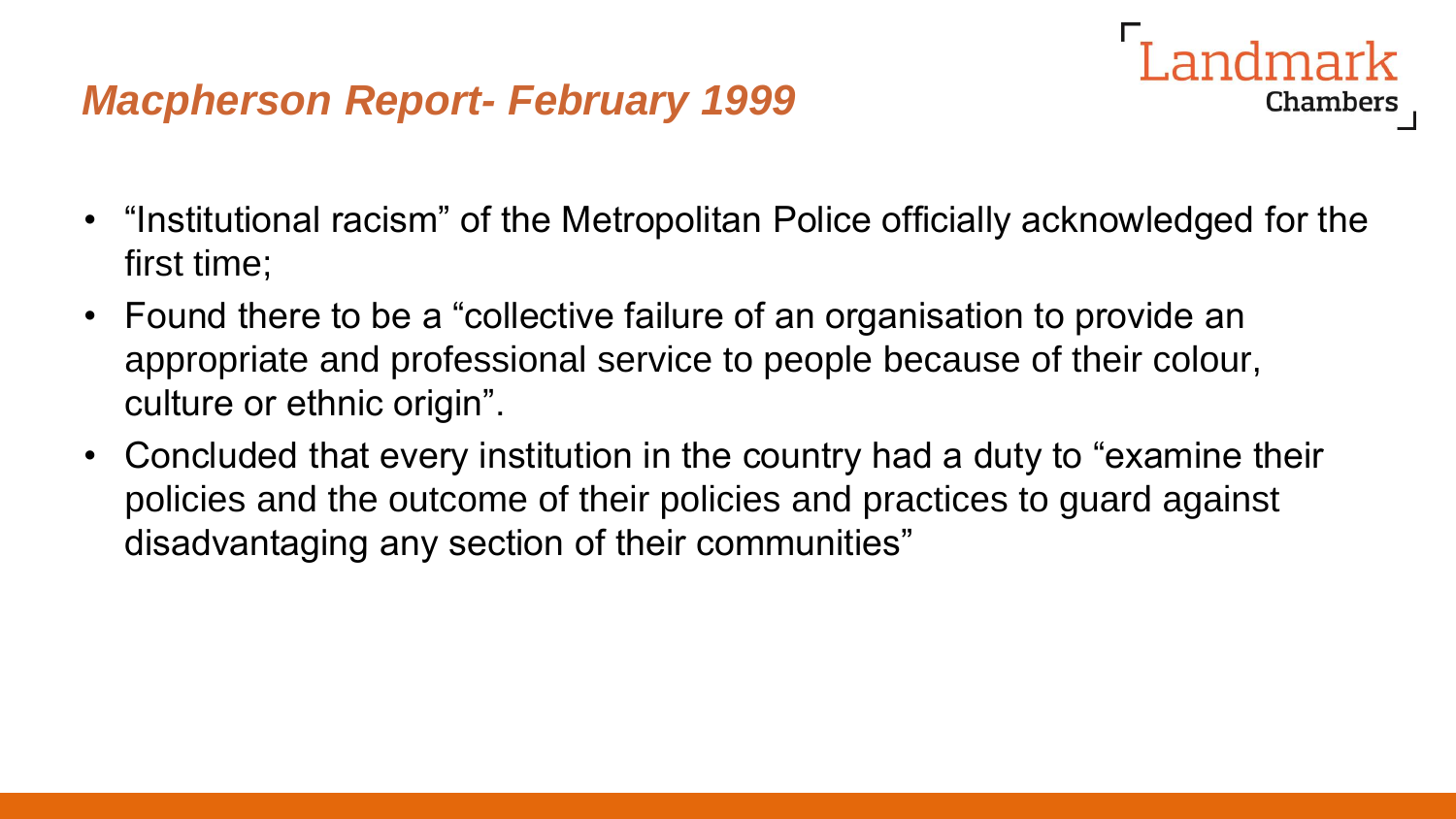## *Macpherson Report- February 1999*

- "Institutional racism" of the Metropolitan Police officially acknowledged for the first time;
- Found there to be a "collective failure of an organisation to provide an appropriate and professional service to people because of their colour, culture or ethnic origin".
- Concluded that every institution in the country had a duty to "examine their policies and the outcome of their policies and practices to guard against disadvantaging any section of their communities"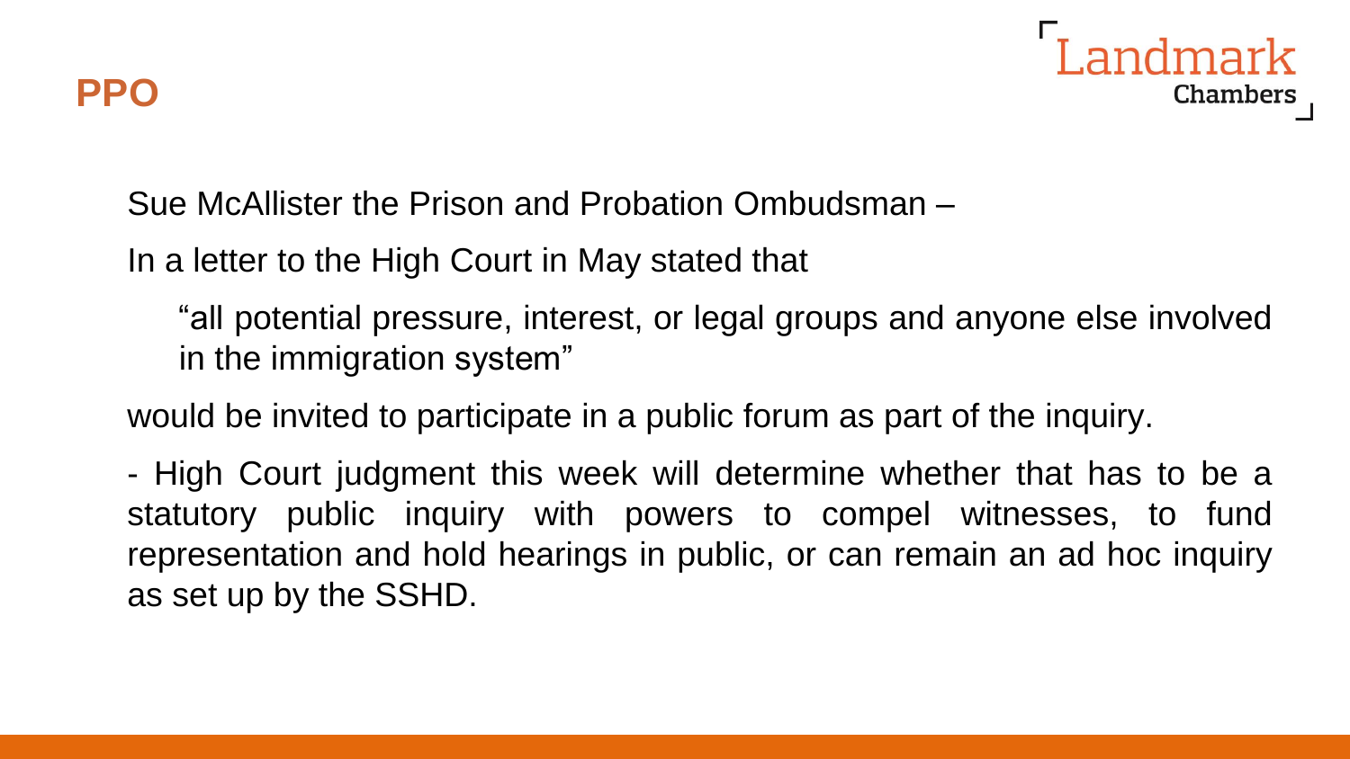## PPO

Sue McAllister the Prison and Probation Ombudsman –

In a letter to the High Court in May stated that

> "all potential pressure, interest, or legal groups and anyone else involved in the immigration system"

would be invited to participate in a public forum as part of the inquiry.

- High Court judgment this week will determine whether that has to be a statutory public inquiry with powers to compel witnesses, to fund representation and hold hearings in public, or can remain an ad hoc inquiry as set up by the SSHD.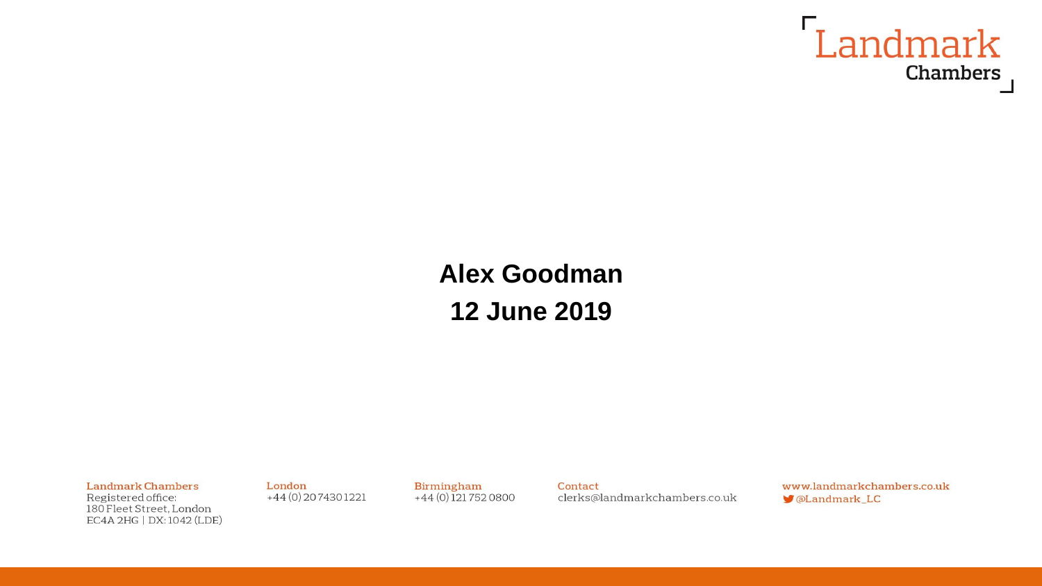**Alex Goodman**

**12 June 2019**

**Landmark Chambers**
Registered office:
180 Fleet Street, London
EC4A 2HG | DX: 1042 (LDE)

**London**
+44 (0) 20 7430 1221

**Birmingham**
+44 (0) 121 752 0800

**Contact**
clerks@landmarkchambers.co.uk

www.landmarkchambers.co.uk
@Landmark_LC